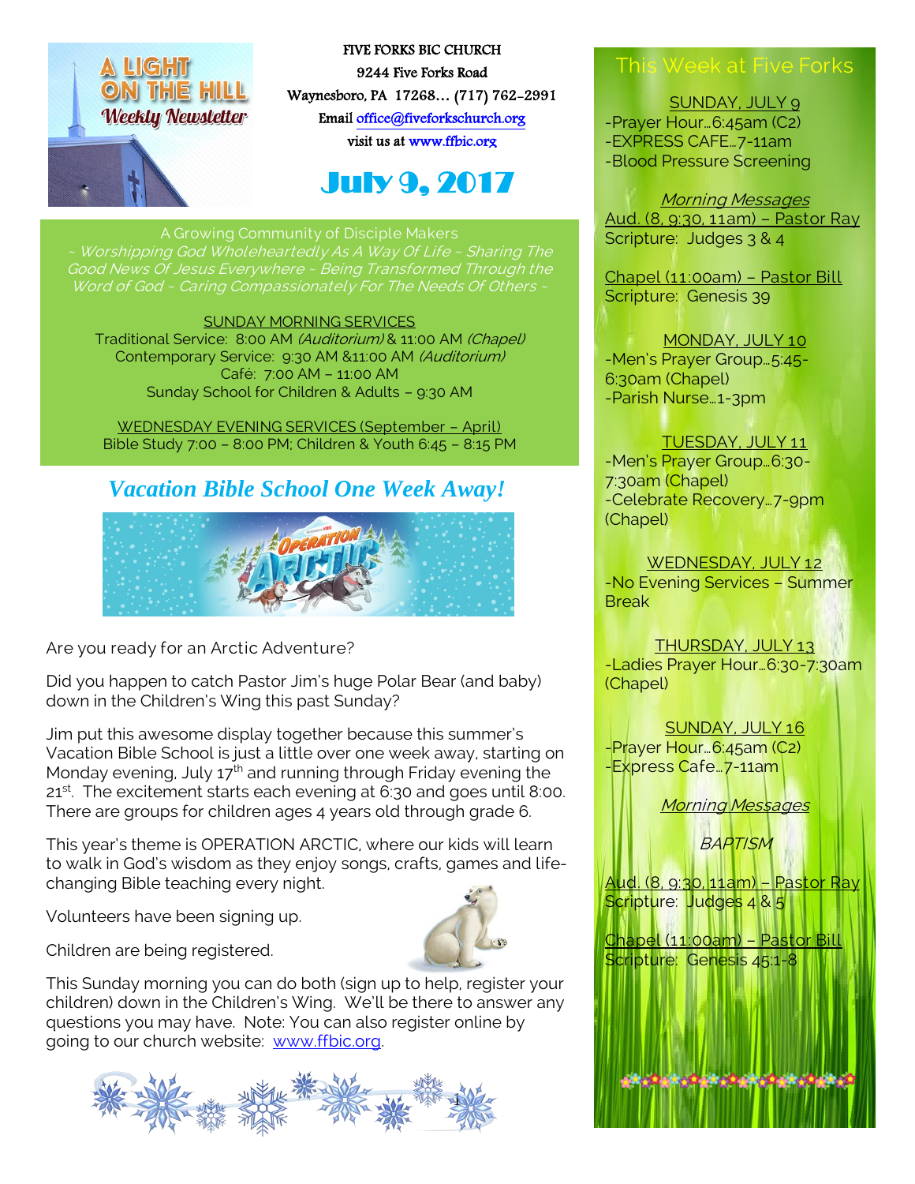# A LIGHT ON THE HILL Weekly Newsletter

FIVE FORKS BIC CHURCH
9244 Five Forks Road
Waynesboro, PA 17268… (717) 762-2991
Email office@fiveforkschurch.org
visit us at www.ffbic.org

## July 9, 2017

A Growing Community of Disciple Makers

*~ Worshipping God Wholeheartedly As A Way Of Life ~ Sharing The Good News Of Jesus Everywhere ~ Being Transformed Through the Word of God ~ Caring Compassionately For The Needs Of Others ~*

SUNDAY MORNING SERVICES
Traditional Service: 8:00 AM *(Auditorium)* & 11:00 AM *(Chapel)*
Contemporary Service: 9:30 AM &11:00 AM *(Auditorium)*
Café: 7:00 AM – 11:00 AM
Sunday School for Children & Adults – 9:30 AM

WEDNESDAY EVENING SERVICES (September – April)
Bible Study 7:00 – 8:00 PM; Children & Youth 6:45 – 8:15 PM

## *Vacation Bible School One Week Away!*

Are you ready for an Arctic Adventure?

Did you happen to catch Pastor Jim's huge Polar Bear (and baby) down in the Children's Wing this past Sunday?

Jim put this awesome display together because this summer's Vacation Bible School is just a little over one week away, starting on Monday evening, July 17th and running through Friday evening the 21st. The excitement starts each evening at 6:30 and goes until 8:00. There are groups for children ages 4 years old through grade 6.

This year's theme is OPERATION ARCTIC, where our kids will learn to walk in God's wisdom as they enjoy songs, crafts, games and life-changing Bible teaching every night.

Volunteers have been signing up.

Children are being registered.

This Sunday morning you can do both (sign up to help, register your children) down in the Children's Wing. We'll be there to answer any questions you may have. Note: You can also register online by going to our church website: www.ffbic.org.

## This Week at Five Forks

SUNDAY, JULY 9
- Prayer Hour…6:45am (C2)
- EXPRESS CAFE…7-11am
- Blood Pressure Screening

*Morning Messages*

Aud. (8, 9:30, 11am) – Pastor Ray
Scripture: Judges 3 & 4

Chapel (11:00am) – Pastor Bill
Scripture: Genesis 39

MONDAY, JULY 10
- Men's Prayer Group…5:45-6:30am (Chapel)
- Parish Nurse…1-3pm

TUESDAY, JULY 11
- Men's Prayer Group…6:30-7:30am (Chapel)
- Celebrate Recovery…7-9pm (Chapel)

WEDNESDAY, JULY 12
- No Evening Services – Summer Break

THURSDAY, JULY 13
- Ladies Prayer Hour…6:30-7:30am (Chapel)

SUNDAY, JULY 16
- Prayer Hour…6:45am (C2)
- Express Cafe…7-11am

*Morning Messages*

*BAPTISM*

Aud. (8, 9:30, 11am) – Pastor Ray
Scripture: Judges 4 & 5

Chapel (11:00am) – Pastor Bill
Scripture: Genesis 45:1-8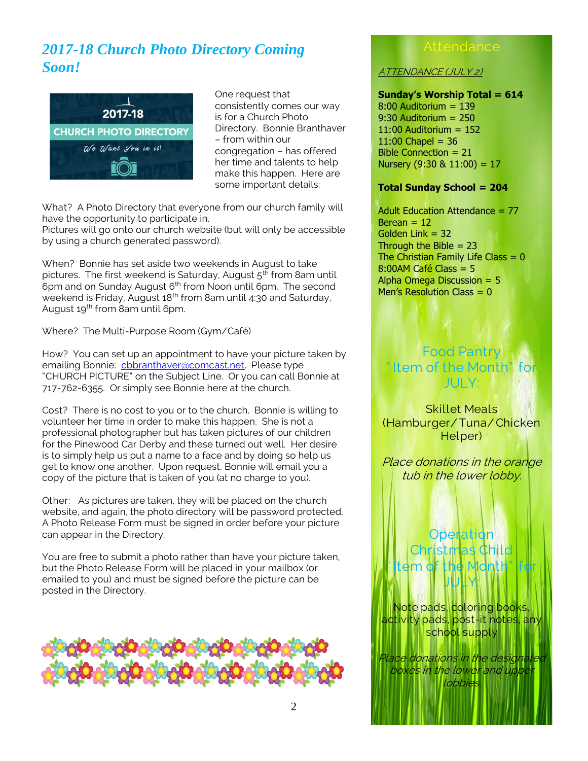# *2017-18 Church Photo Directory Coming Soon!*

One request that consistently comes our way is for a Church Photo Directory. Bonnie Branthaver – from within our congregation – has offered her time and talents to help make this happen. Here are some important details:

What? A Photo Directory that everyone from our church family will have the opportunity to participate in.
Pictures will go onto our church website (but will only be accessible by using a church generated password).

When? Bonnie has set aside two weekends in August to take pictures. The first weekend is Saturday, August 5th from 8am until 6pm and on Sunday August 6th from Noon until 6pm. The second weekend is Friday, August 18th from 8am until 4:30 and Saturday, August 19th from 8am until 6pm.

Where? The Multi-Purpose Room (Gym/Café)

How? You can set up an appointment to have your picture taken by emailing Bonnie: cbbranthaver@comcast.net. Please type "CHURCH PICTURE" on the Subject Line. Or you can call Bonnie at 717-762-6355. Or simply see Bonnie here at the church.

Cost? There is no cost to you or to the church. Bonnie is willing to volunteer her time in order to make this happen. She is not a professional photographer but has taken pictures of our children for the Pinewood Car Derby and these turned out well. Her desire is to simply help us put a name to a face and by doing so help us get to know one another. Upon request, Bonnie will email you a copy of the picture that is taken of you (at no charge to you).

Other: As pictures are taken, they will be placed on the church website, and again, the photo directory will be password protected. A Photo Release Form must be signed in order before your picture can appear in the Directory.

You are free to submit a photo rather than have your picture taken, but the Photo Release Form will be placed in your mailbox (or emailed to you) and must be signed before the picture can be posted in the Directory.

## Attendance

ATTENDANCE (JULY 2)

**Sunday's Worship Total = 614**
8:00 Auditorium = 139
9:30 Auditorium = 250
11:00 Auditorium = 152
11:00 Chapel = 36
Bible Connection = 21
Nursery (9:30 & 11:00) = 17

**Total Sunday School = 204**

Adult Education Attendance = 77
Berean = 12
Golden Link = 32
Through the Bible = 23
The Christian Family Life Class = 0
8:00AM Café Class = 5
Alpha Omega Discussion = 5
Men's Resolution Class = 0

## Food Pantry "Item of the Month" for JULY:

Skillet Meals (Hamburger/Tuna/Chicken Helper)

*Place donations in the orange tub in the lower lobby.*

## Operation Christmas Child "Item of the Month" for JULY:

Note pads, coloring books, activity pads, post-it notes, any school supply

*Place donations in the designated boxes in the lower and upper lobbies.*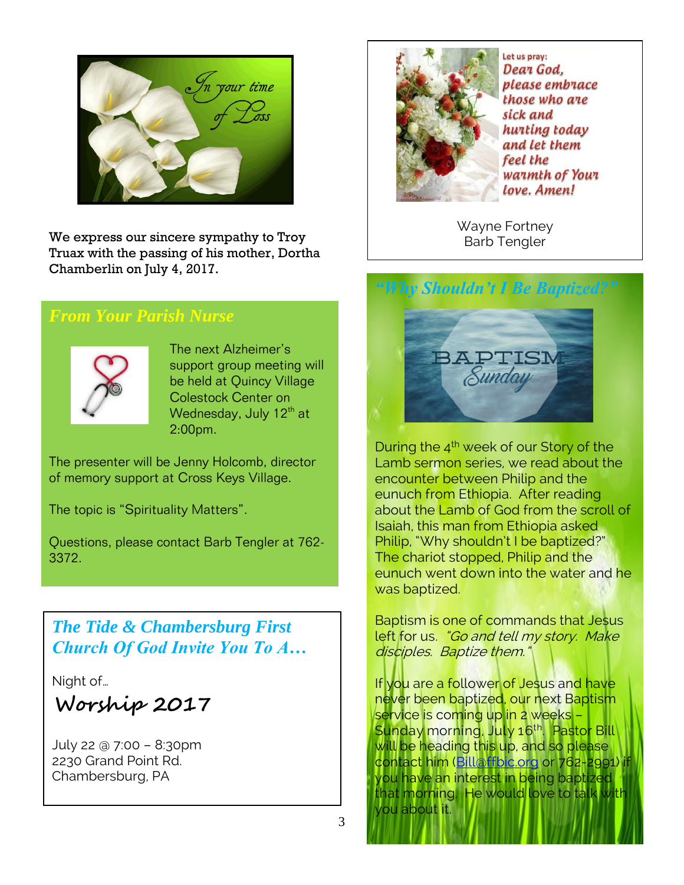In your time of Loss

We express our sincere sympathy to Troy Truax with the passing of his mother, Dortha Chamberlin on July 4, 2017.

## *From Your Parish Nurse*

The next Alzheimer's support group meeting will be held at Quincy Village Colestock Center on Wednesday, July 12th at 2:00pm.

The presenter will be Jenny Holcomb, director of memory support at Cross Keys Village.

The topic is "Spirituality Matters".

Questions, please contact Barb Tengler at 762-3372.

## *The Tide & Chambersburg First Church Of God Invite You To A…*

Night of…

**Worship 2017**

July 22 @ 7:00 – 8:30pm
2230 Grand Point Rd.
Chambersburg, PA

Let us pray:
*Dear God, please embrace those who are sick and hurting today and let them feel the warmth of Your love. Amen!*

Wayne Fortney
Barb Tengler

## *"Why Shouldn't I Be Baptized?"*

BAPTISM Sunday

During the 4th week of our Story of the Lamb sermon series, we read about the encounter between Philip and the eunuch from Ethiopia. After reading about the Lamb of God from the scroll of Isaiah, this man from Ethiopia asked Philip, "Why shouldn't I be baptized?" The chariot stopped, Philip and the eunuch went down into the water and he was baptized.

Baptism is one of commands that Jesus left for us. *"Go and tell my story. Make disciples. Baptize them."*

If you are a follower of Jesus and have never been baptized, our next Baptism service is coming up in 2 weeks – Sunday morning, July 16th. Pastor Bill will be heading this up, and so please contact him (Bill@ffbic.org or 762-2991) if you have an interest in being baptized that morning. He would love to talk with you about it.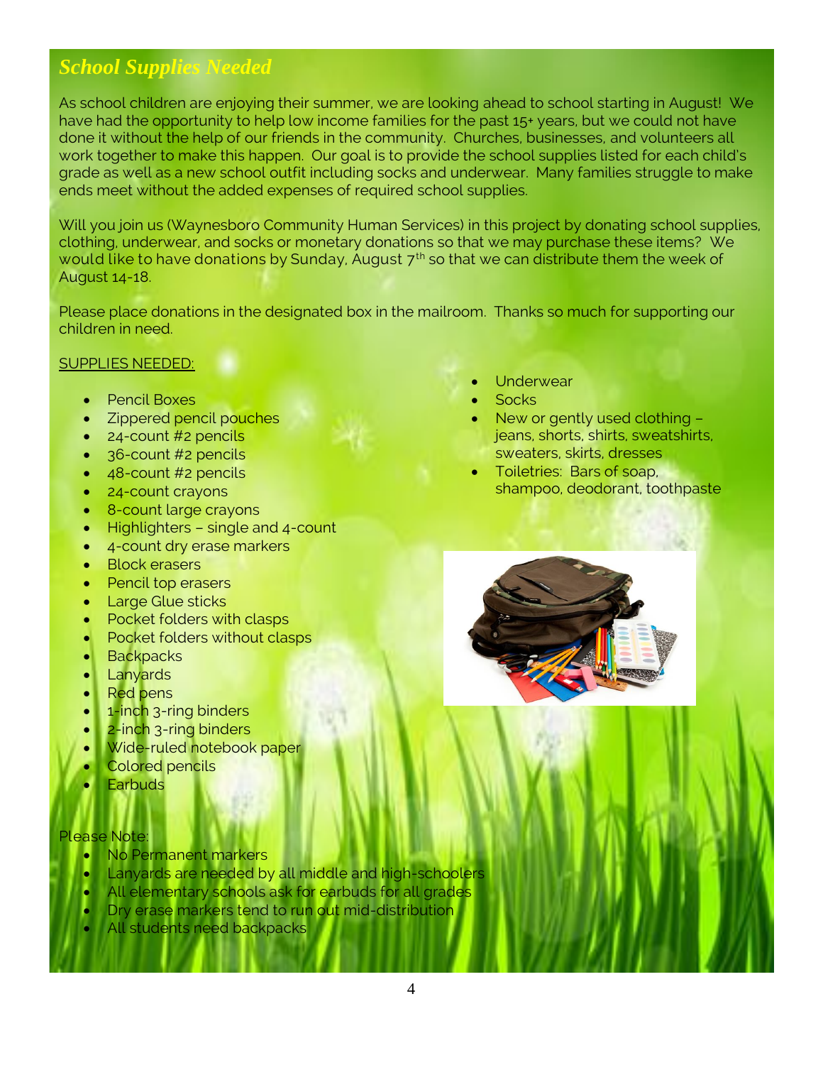## *School Supplies Needed*

As school children are enjoying their summer, we are looking ahead to school starting in August! We have had the opportunity to help low income families for the past 15+ years, but we could not have done it without the help of our friends in the community. Churches, businesses, and volunteers all work together to make this happen. Our goal is to provide the school supplies listed for each child's grade as well as a new school outfit including socks and underwear. Many families struggle to make ends meet without the added expenses of required school supplies.

Will you join us (Waynesboro Community Human Services) in this project by donating school supplies, clothing, underwear, and socks or monetary donations so that we may purchase these items? We would like to have donations by Sunday, August 7th so that we can distribute them the week of August 14-18.

Please place donations in the designated box in the mailroom. Thanks so much for supporting our children in need.

<u>SUPPLIES NEEDED:</u>

- Pencil Boxes
- Zippered pencil pouches
- 24-count #2 pencils
- 36-count #2 pencils
- 48-count #2 pencils
- 24-count crayons
- 8-count large crayons
- Highlighters – single and 4-count
- 4-count dry erase markers
- Block erasers
- Pencil top erasers
- Large Glue sticks
- Pocket folders with clasps
- Pocket folders without clasps
- Backpacks
- Lanyards
- Red pens
- 1-inch 3-ring binders
- 2-inch 3-ring binders
- Wide-ruled notebook paper
- Colored pencils
- Earbuds
- Underwear
- Socks
- New or gently used clothing – jeans, shorts, shirts, sweatshirts, sweaters, skirts, dresses
- Toiletries: Bars of soap, shampoo, deodorant, toothpaste

Please Note:

- No Permanent markers
- Lanyards are needed by all middle and high-schoolers
- All elementary schools ask for earbuds for all grades
- Dry erase markers tend to run out mid-distribution
- All students need backpacks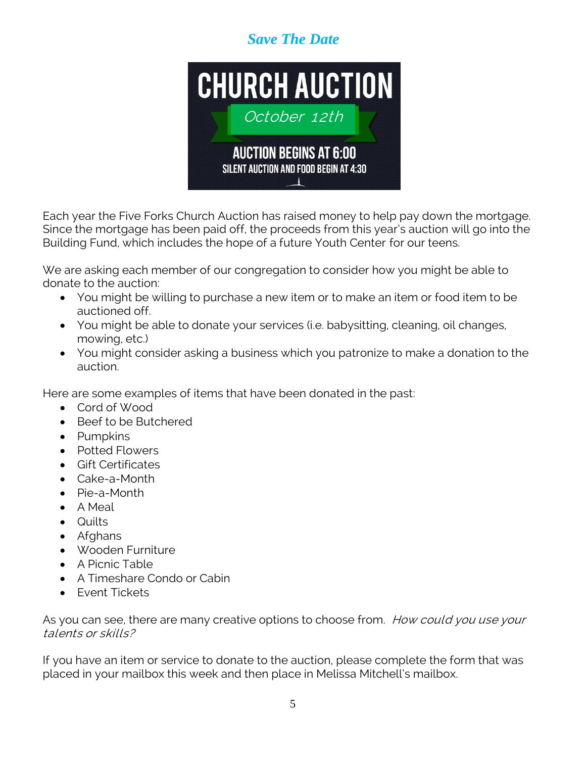*Save The Date*

# CHURCH AUCTION

*October 12th*

**AUCTION BEGINS AT 6:00**

**SILENT AUCTION AND FOOD BEGIN AT 4:30**

Each year the Five Forks Church Auction has raised money to help pay down the mortgage. Since the mortgage has been paid off, the proceeds from this year's auction will go into the Building Fund, which includes the hope of a future Youth Center for our teens.

We are asking each member of our congregation to consider how you might be able to donate to the auction:

- You might be willing to purchase a new item or to make an item or food item to be auctioned off.
- You might be able to donate your services (i.e. babysitting, cleaning, oil changes, mowing, etc.)
- You might consider asking a business which you patronize to make a donation to the auction.

Here are some examples of items that have been donated in the past:

- Cord of Wood
- Beef to be Butchered
- Pumpkins
- Potted Flowers
- Gift Certificates
- Cake-a-Month
- Pie-a-Month
- A Meal
- Quilts
- Afghans
- Wooden Furniture
- A Picnic Table
- A Timeshare Condo or Cabin
- Event Tickets

As you can see, there are many creative options to choose from. *How could you use your talents or skills?*

If you have an item or service to donate to the auction, please complete the form that was placed in your mailbox this week and then place in Melissa Mitchell's mailbox.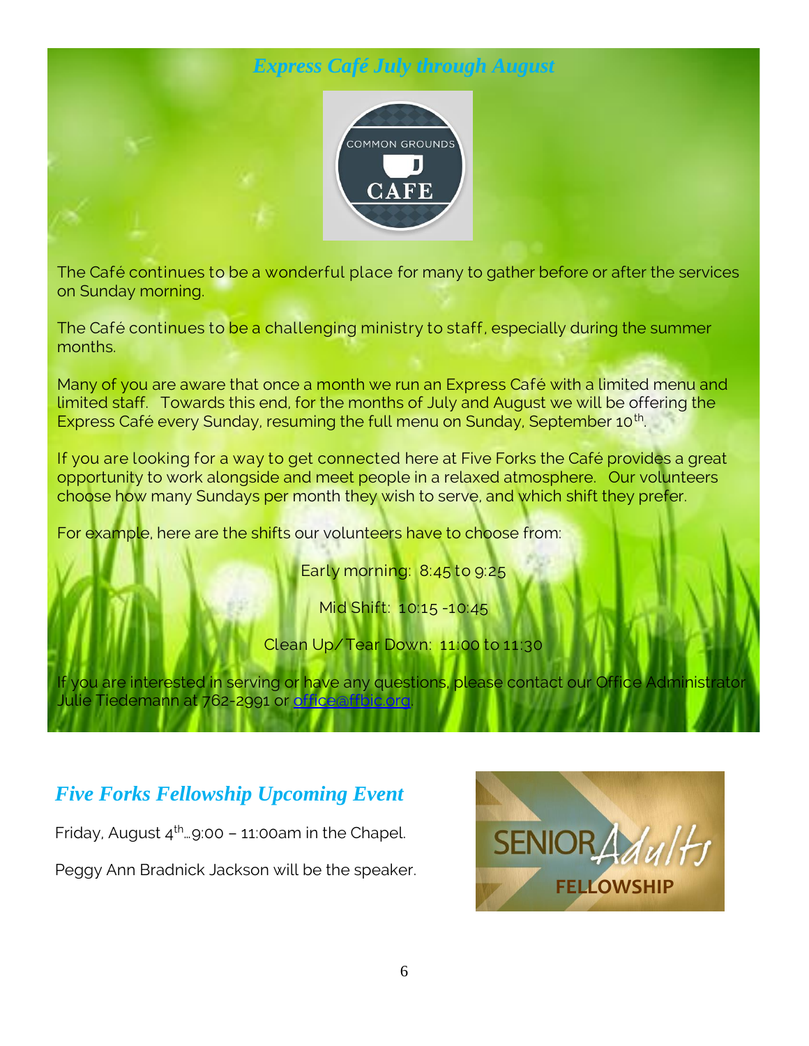## *Express Café July through August*

The Café continues to be a wonderful place for many to gather before or after the services on Sunday morning.

The Café continues to be a challenging ministry to staff, especially during the summer months.

Many of you are aware that once a month we run an Express Café with a limited menu and limited staff. Towards this end, for the months of July and August we will be offering the Express Café every Sunday, resuming the full menu on Sunday, September 10th.

If you are looking for a way to get connected here at Five Forks the Café provides a great opportunity to work alongside and meet people in a relaxed atmosphere. Our volunteers choose how many Sundays per month they wish to serve, and which shift they prefer.

For example, here are the shifts our volunteers have to choose from:

Early morning: 8:45 to 9:25

Mid Shift: 10:15 -10:45

Clean Up/Tear Down: 11:00 to 11:30

If you are interested in serving or have any questions, please contact our Office Administrator Julie Tiedemann at 762-2991 or office@ffbic.org.

## *Five Forks Fellowship Upcoming Event*

Friday, August 4th…9:00 – 11:00am in the Chapel.

Peggy Ann Bradnick Jackson will be the speaker.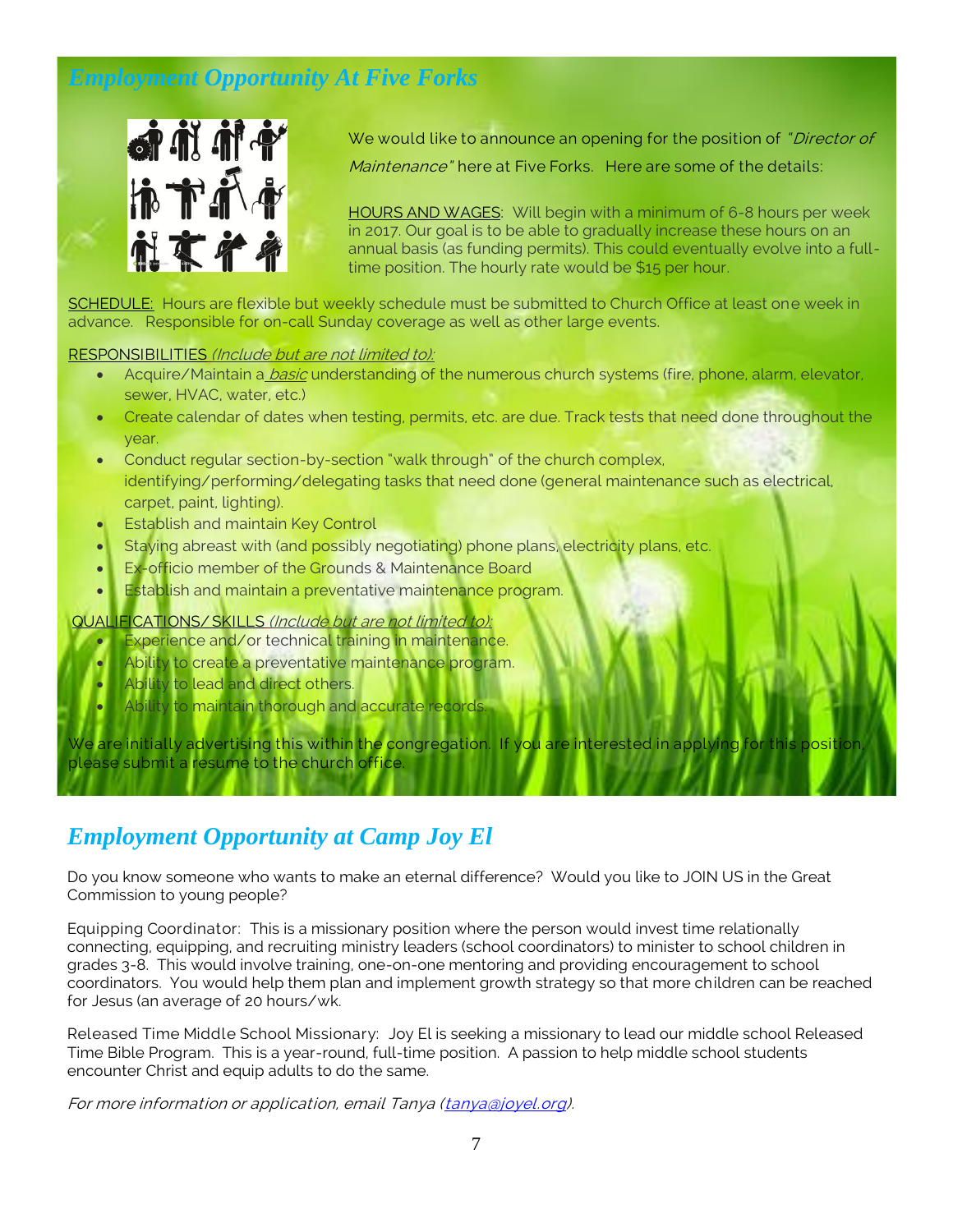## *Employment Opportunity At Five Forks*

We would like to announce an opening for the position of *"Director of Maintenance"* here at Five Forks. Here are some of the details:

HOURS AND WAGES: Will begin with a minimum of 6-8 hours per week in 2017. Our goal is to be able to gradually increase these hours on an annual basis (as funding permits). This could eventually evolve into a full-time position. The hourly rate would be $15 per hour.

SCHEDULE: Hours are flexible but weekly schedule must be submitted to Church Office at least one week in advance. Responsible for on-call Sunday coverage as well as other large events.

RESPONSIBILITIES *(Include but are not limited to):*

- Acquire/Maintain a *basic* understanding of the numerous church systems (fire, phone, alarm, elevator, sewer, HVAC, water, etc.)
- Create calendar of dates when testing, permits, etc. are due. Track tests that need done throughout the year.
- Conduct regular section-by-section "walk through" of the church complex, identifying/performing/delegating tasks that need done (general maintenance such as electrical, carpet, paint, lighting).
- Establish and maintain Key Control
- Staying abreast with (and possibly negotiating) phone plans, electricity plans, etc.
- Ex-officio member of the Grounds & Maintenance Board
- Establish and maintain a preventative maintenance program.

QUALIFICATIONS/SKILLS *(Include but are not limited to):*

- Experience and/or technical training in maintenance.
- Ability to create a preventative maintenance program.
- Ability to lead and direct others.
- Ability to maintain thorough and accurate records.

We are initially advertising this within the congregation. If you are interested in applying for this position, please submit a resume to the church office.

## *Employment Opportunity at Camp Joy El*

Do you know someone who wants to make an eternal difference? Would you like to JOIN US in the Great Commission to young people?

Equipping Coordinator: This is a missionary position where the person would invest time relationally connecting, equipping, and recruiting ministry leaders (school coordinators) to minister to school children in grades 3-8. This would involve training, one-on-one mentoring and providing encouragement to school coordinators. You would help them plan and implement growth strategy so that more children can be reached for Jesus (an average of 20 hours/wk.

Released Time Middle School Missionary: Joy El is seeking a missionary to lead our middle school Released Time Bible Program. This is a year-round, full-time position. A passion to help middle school students encounter Christ and equip adults to do the same.

*For more information or application, email Tanya (tanya@joyel.org).*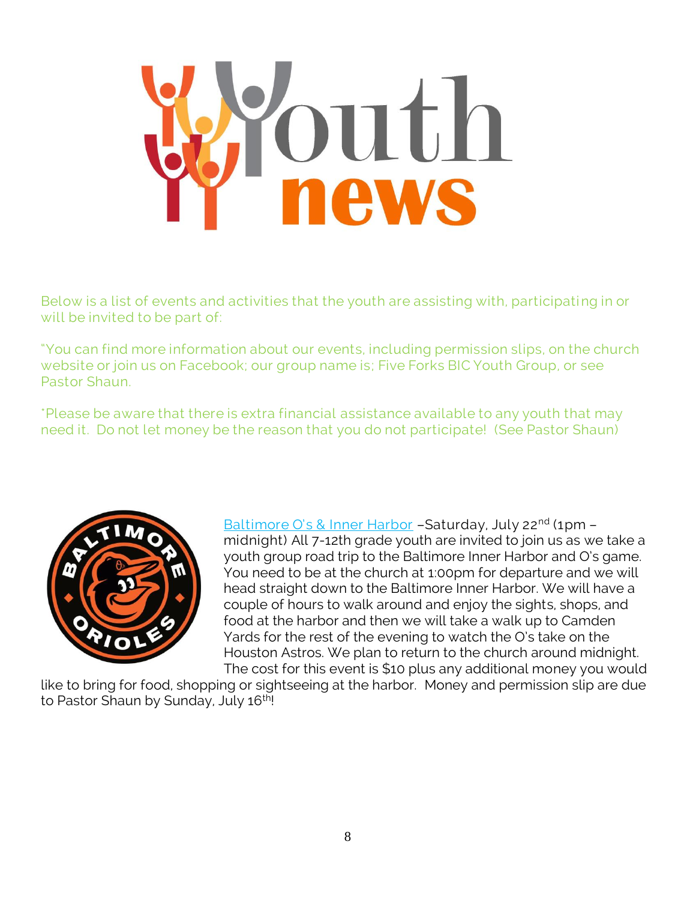# Youth news

Below is a list of events and activities that the youth are assisting with, participating in or will be invited to be part of:

"You can find more information about our events, including permission slips, on the church website or join us on Facebook; our group name is; Five Forks BIC Youth Group, or see Pastor Shaun.

*Please be aware that there is extra financial assistance available to any youth that may need it. Do not let money be the reason that you do not participate! (See Pastor Shaun)

Baltimore O's & Inner Harbor –Saturday, July 22nd (1pm – midnight) All 7-12th grade youth are invited to join us as we take a youth group road trip to the Baltimore Inner Harbor and O's game. You need to be at the church at 1:00pm for departure and we will head straight down to the Baltimore Inner Harbor. We will have a couple of hours to walk around and enjoy the sights, shops, and food at the harbor and then we will take a walk up to Camden Yards for the rest of the evening to watch the O's take on the Houston Astros. We plan to return to the church around midnight. The cost for this event is $10 plus any additional money you would like to bring for food, shopping or sightseeing at the harbor. Money and permission slip are due to Pastor Shaun by Sunday, July 16th!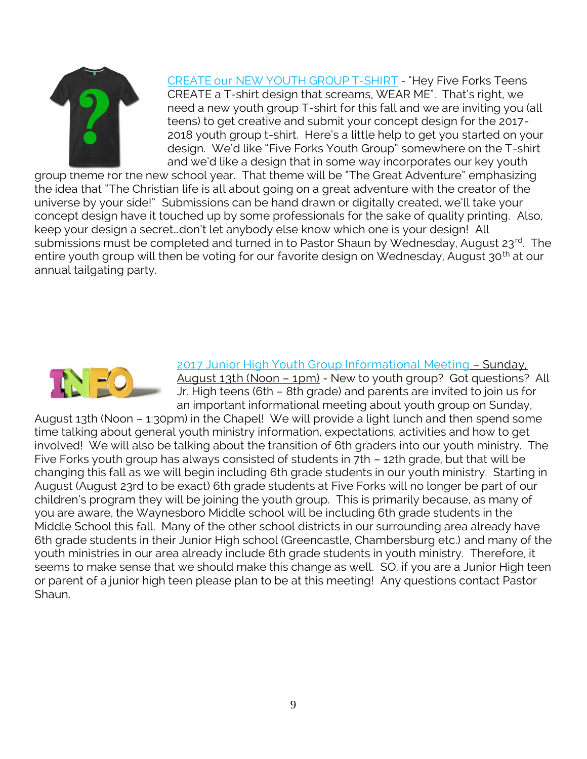CREATE our NEW YOUTH GROUP T-SHIRT - "Hey Five Forks Teens CREATE a T-shirt design that screams, WEAR ME". That's right, we need a new youth group T-shirt for this fall and we are inviting you (all teens) to get creative and submit your concept design for the 2017-2018 youth group t-shirt. Here's a little help to get you started on your design. We'd like "Five Forks Youth Group" somewhere on the T-shirt and we'd like a design that in some way incorporates our key youth group theme for the new school year. That theme will be "The Great Adventure" emphasizing the idea that "The Christian life is all about going on a great adventure with the creator of the universe by your side!" Submissions can be hand drawn or digitally created, we'll take your concept design have it touched up by some professionals for the sake of quality printing. Also, keep your design a secret…don't let anybody else know which one is your design! All submissions must be completed and turned in to Pastor Shaun by Wednesday, August 23rd. The entire youth group will then be voting for our favorite design on Wednesday, August 30th at our annual tailgating party.

2017 Junior High Youth Group Informational Meeting – Sunday, August 13th (Noon – 1pm) - New to youth group? Got questions? All Jr. High teens (6th – 8th grade) and parents are invited to join us for an important informational meeting about youth group on Sunday, August 13th (Noon – 1:30pm) in the Chapel! We will provide a light lunch and then spend some time talking about general youth ministry information, expectations, activities and how to get involved! We will also be talking about the transition of 6th graders into our youth ministry. The Five Forks youth group has always consisted of students in 7th – 12th grade, but that will be changing this fall as we will begin including 6th grade students in our youth ministry. Starting in August (August 23rd to be exact) 6th grade students at Five Forks will no longer be part of our children's program they will be joining the youth group. This is primarily because, as many of you are aware, the Waynesboro Middle school will be including 6th grade students in the Middle School this fall. Many of the other school districts in our surrounding area already have 6th grade students in their Junior High school (Greencastle, Chambersburg etc.) and many of the youth ministries in our area already include 6th grade students in youth ministry. Therefore, it seems to make sense that we should make this change as well. SO, if you are a Junior High teen or parent of a junior high teen please plan to be at this meeting! Any questions contact Pastor Shaun.